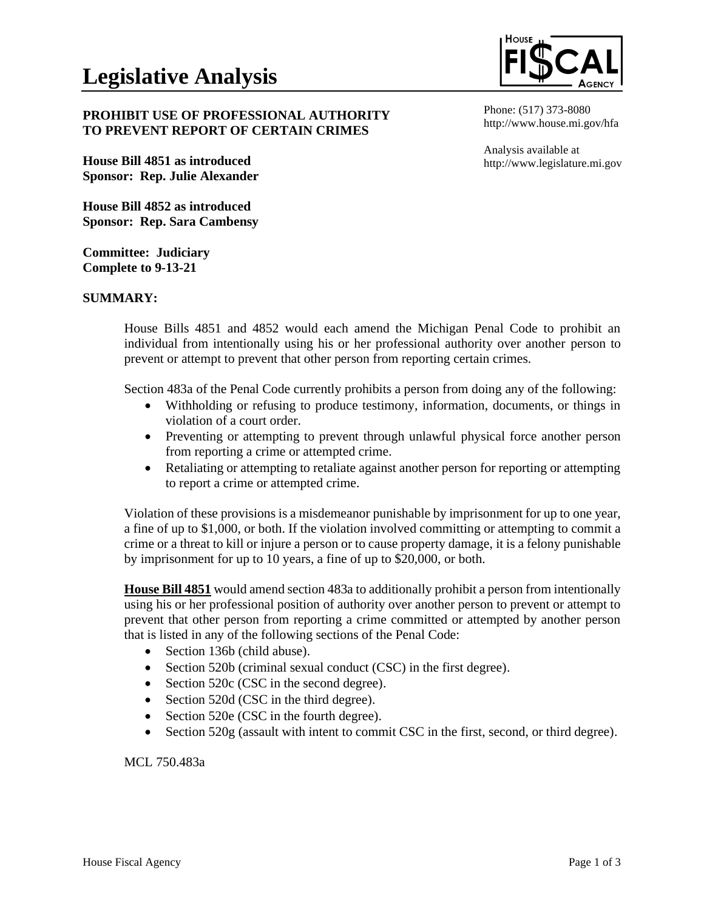# Legislative Analysis

**PROHIBIT USE OF PROFESSIONAL AUTHORITY TO PREVENT REPORT OF CERTAIN CRIMES**

Phone: (517) 373-8080
http://www.house.mi.gov/hfa

Analysis available at
http://www.legislature.mi.gov

**House Bill 4851 as introduced**
**Sponsor: Rep. Julie Alexander**

**House Bill 4852 as introduced**
**Sponsor: Rep. Sara Cambensy**

**Committee: Judiciary**
**Complete to 9-13-21**

## SUMMARY:

House Bills 4851 and 4852 would each amend the Michigan Penal Code to prohibit an individual from intentionally using his or her professional authority over another person to prevent or attempt to prevent that other person from reporting certain crimes.

Section 483a of the Penal Code currently prohibits a person from doing any of the following:

- Withholding or refusing to produce testimony, information, documents, or things in violation of a court order.
- Preventing or attempting to prevent through unlawful physical force another person from reporting a crime or attempted crime.
- Retaliating or attempting to retaliate against another person for reporting or attempting to report a crime or attempted crime.

Violation of these provisions is a misdemeanor punishable by imprisonment for up to one year, a fine of up to $1,000, or both. If the violation involved committing or attempting to commit a crime or a threat to kill or injure a person or to cause property damage, it is a felony punishable by imprisonment for up to 10 years, a fine of up to $20,000, or both.

**House Bill 4851** would amend section 483a to additionally prohibit a person from intentionally using his or her professional position of authority over another person to prevent or attempt to prevent that other person from reporting a crime committed or attempted by another person that is listed in any of the following sections of the Penal Code:

- Section 136b (child abuse).
- Section 520b (criminal sexual conduct (CSC) in the first degree).
- Section 520c (CSC in the second degree).
- Section 520d (CSC in the third degree).
- Section 520e (CSC in the fourth degree).
- Section 520g (assault with intent to commit CSC in the first, second, or third degree).

MCL 750.483a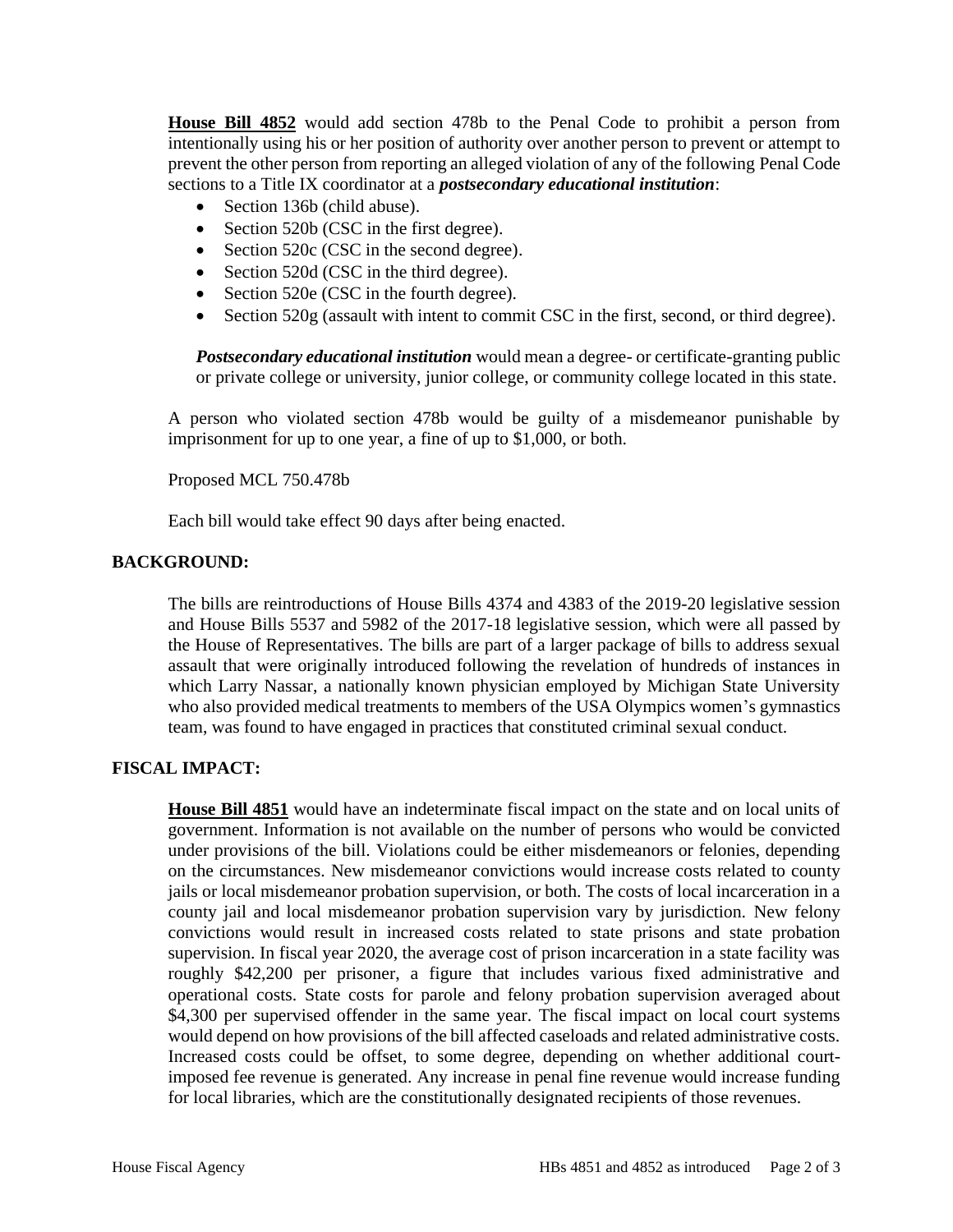**House Bill 4852** would add section 478b to the Penal Code to prohibit a person from intentionally using his or her position of authority over another person to prevent or attempt to prevent the other person from reporting an alleged violation of any of the following Penal Code sections to a Title IX coordinator at a ***postsecondary educational institution***:

- Section 136b (child abuse).
- Section 520b (CSC in the first degree).
- Section 520c (CSC in the second degree).
- Section 520d (CSC in the third degree).
- Section 520e (CSC in the fourth degree).
- Section 520g (assault with intent to commit CSC in the first, second, or third degree).

***Postsecondary educational institution*** would mean a degree- or certificate-granting public or private college or university, junior college, or community college located in this state.

A person who violated section 478b would be guilty of a misdemeanor punishable by imprisonment for up to one year, a fine of up to $1,000, or both.

Proposed MCL 750.478b

Each bill would take effect 90 days after being enacted.

## BACKGROUND:

The bills are reintroductions of House Bills 4374 and 4383 of the 2019-20 legislative session and House Bills 5537 and 5982 of the 2017-18 legislative session, which were all passed by the House of Representatives. The bills are part of a larger package of bills to address sexual assault that were originally introduced following the revelation of hundreds of instances in which Larry Nassar, a nationally known physician employed by Michigan State University who also provided medical treatments to members of the USA Olympics women's gymnastics team, was found to have engaged in practices that constituted criminal sexual conduct.

## FISCAL IMPACT:

**House Bill 4851** would have an indeterminate fiscal impact on the state and on local units of government. Information is not available on the number of persons who would be convicted under provisions of the bill. Violations could be either misdemeanors or felonies, depending on the circumstances. New misdemeanor convictions would increase costs related to county jails or local misdemeanor probation supervision, or both. The costs of local incarceration in a county jail and local misdemeanor probation supervision vary by jurisdiction. New felony convictions would result in increased costs related to state prisons and state probation supervision. In fiscal year 2020, the average cost of prison incarceration in a state facility was roughly $42,200 per prisoner, a figure that includes various fixed administrative and operational costs. State costs for parole and felony probation supervision averaged about $4,300 per supervised offender in the same year. The fiscal impact on local court systems would depend on how provisions of the bill affected caseloads and related administrative costs. Increased costs could be offset, to some degree, depending on whether additional court-imposed fee revenue is generated. Any increase in penal fine revenue would increase funding for local libraries, which are the constitutionally designated recipients of those revenues.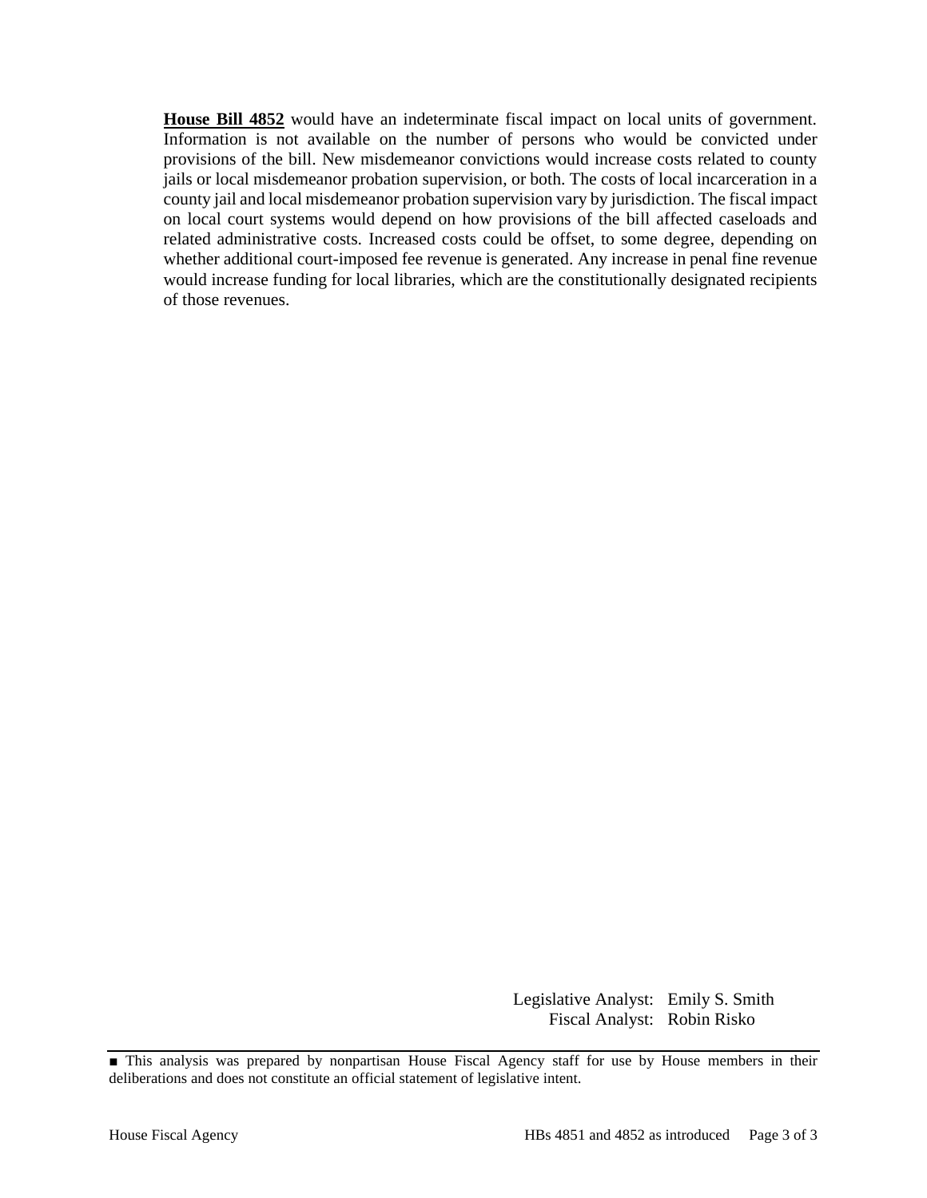**House Bill 4852** would have an indeterminate fiscal impact on local units of government. Information is not available on the number of persons who would be convicted under provisions of the bill. New misdemeanor convictions would increase costs related to county jails or local misdemeanor probation supervision, or both. The costs of local incarceration in a county jail and local misdemeanor probation supervision vary by jurisdiction. The fiscal impact on local court systems would depend on how provisions of the bill affected caseloads and related administrative costs. Increased costs could be offset, to some degree, depending on whether additional court-imposed fee revenue is generated. Any increase in penal fine revenue would increase funding for local libraries, which are the constitutionally designated recipients of those revenues.

Legislative Analyst: Emily S. Smith
Fiscal Analyst: Robin Risko

■ This analysis was prepared by nonpartisan House Fiscal Agency staff for use by House members in their deliberations and does not constitute an official statement of legislative intent.